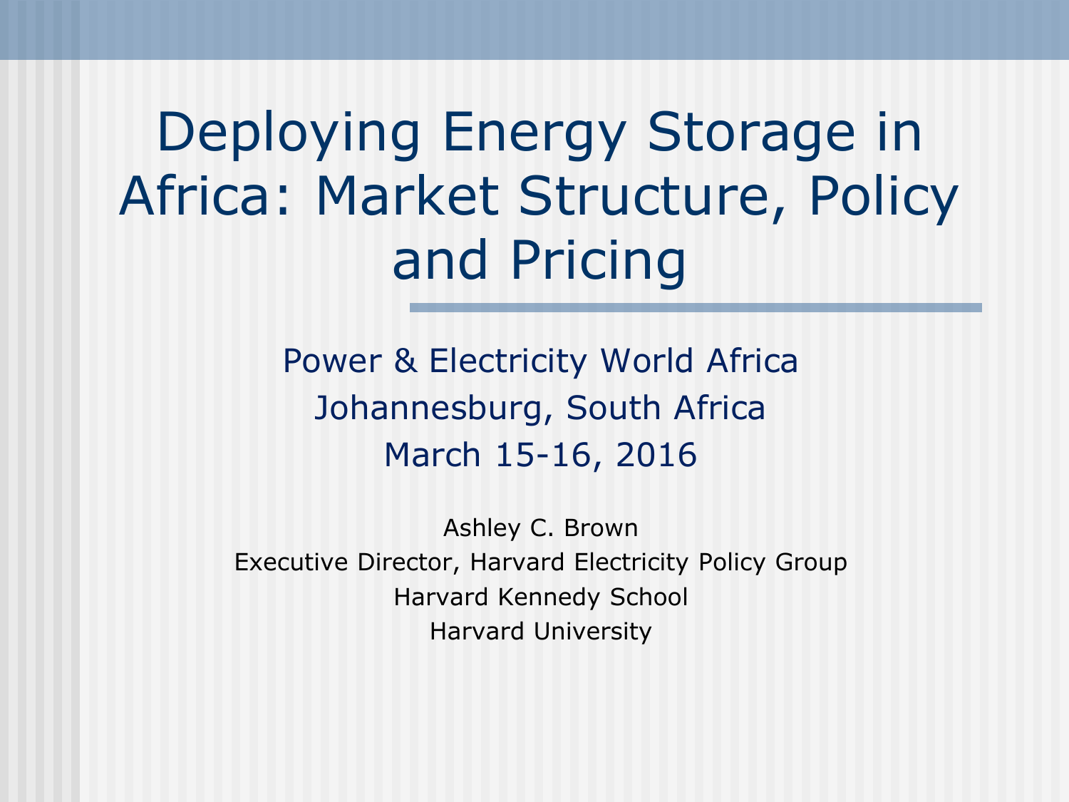# Deploying Energy Storage in Africa: Market Structure, Policy and Pricing

Power & Electricity World Africa
Johannesburg, South Africa
March 15-16, 2016

Ashley C. Brown
Executive Director, Harvard Electricity Policy Group
Harvard Kennedy School
Harvard University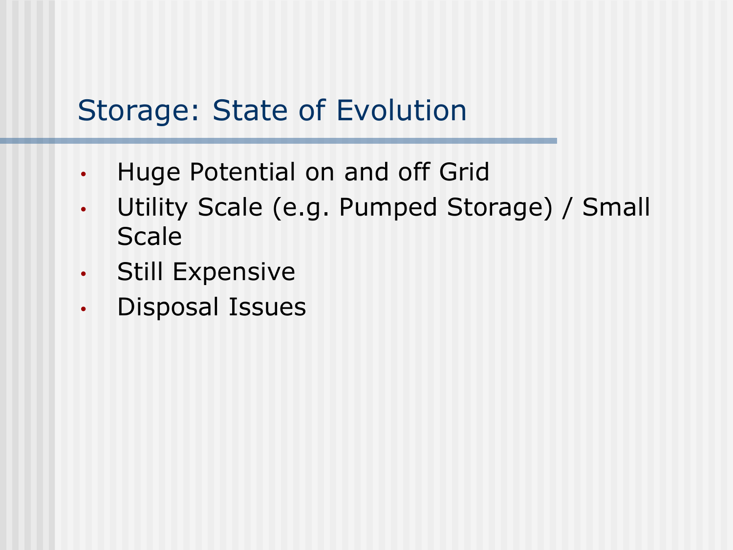# Storage: State of Evolution

- Huge Potential on and off Grid
- Utility Scale (e.g. Pumped Storage) / Small Scale
- Still Expensive
- Disposal Issues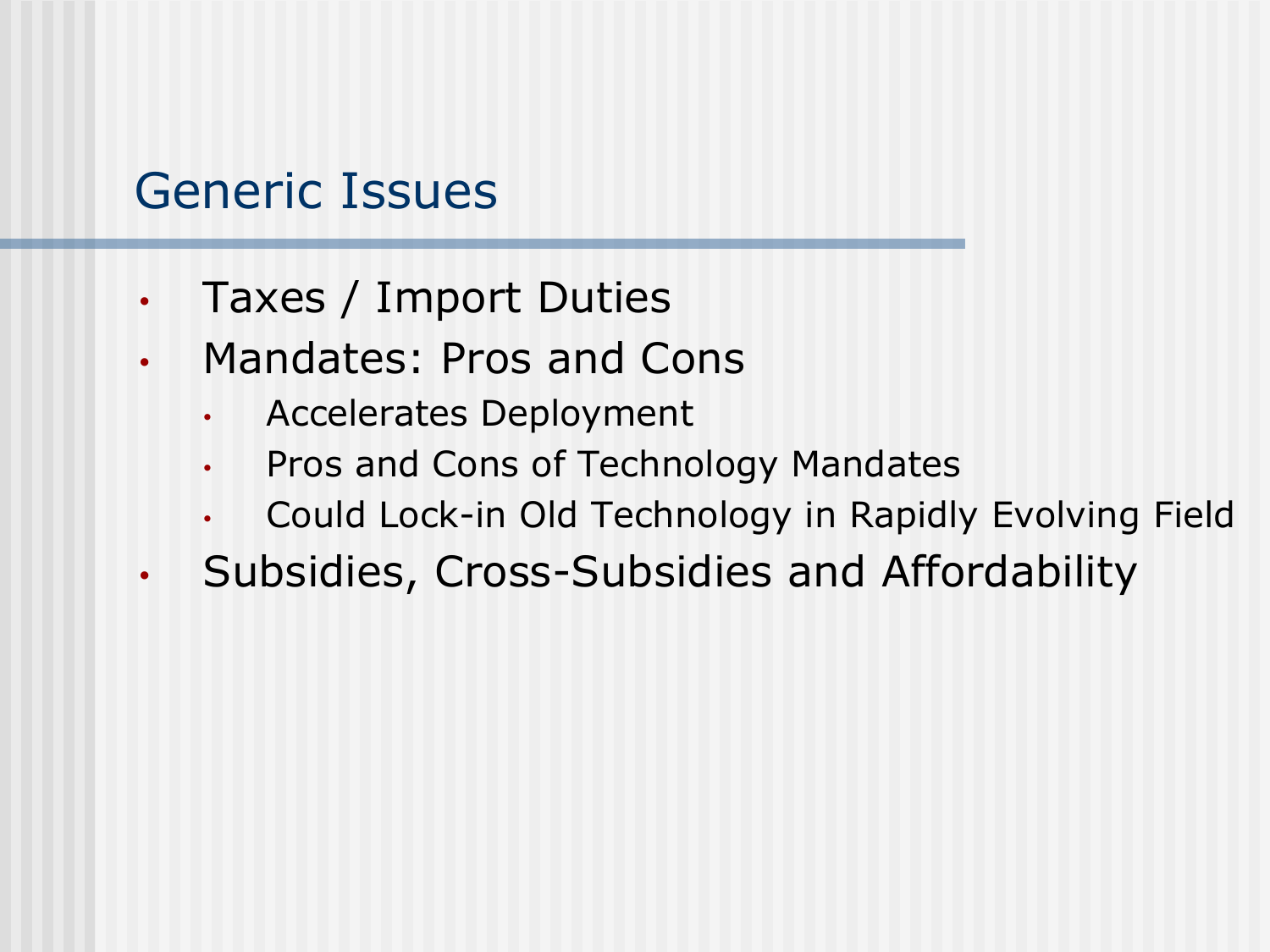# Generic Issues

- Taxes / Import Duties
- Mandates: Pros and Cons
  - Accelerates Deployment
  - Pros and Cons of Technology Mandates
  - Could Lock-in Old Technology in Rapidly Evolving Field
- Subsidies, Cross-Subsidies and Affordability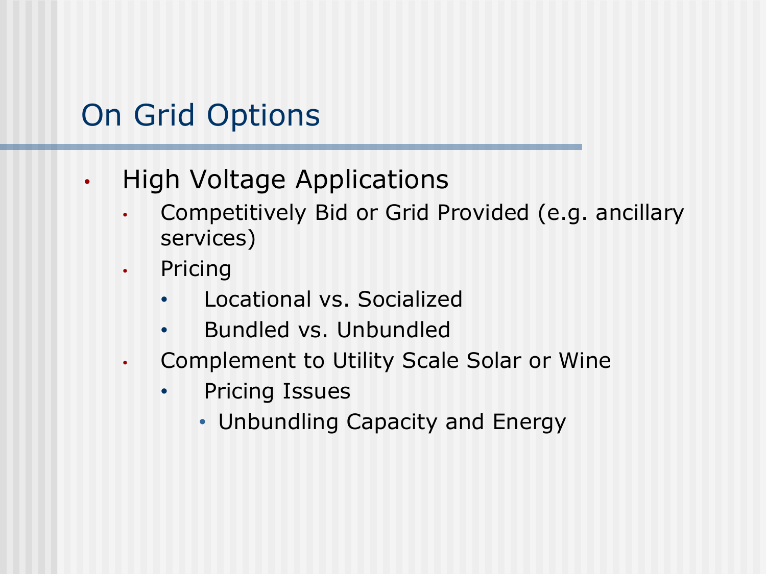# On Grid Options

- High Voltage Applications
  - Competitively Bid or Grid Provided (e.g. ancillary services)
  - Pricing
    - Locational vs. Socialized
    - Bundled vs. Unbundled
  - Complement to Utility Scale Solar or Wine
    - Pricing Issues
      - Unbundling Capacity and Energy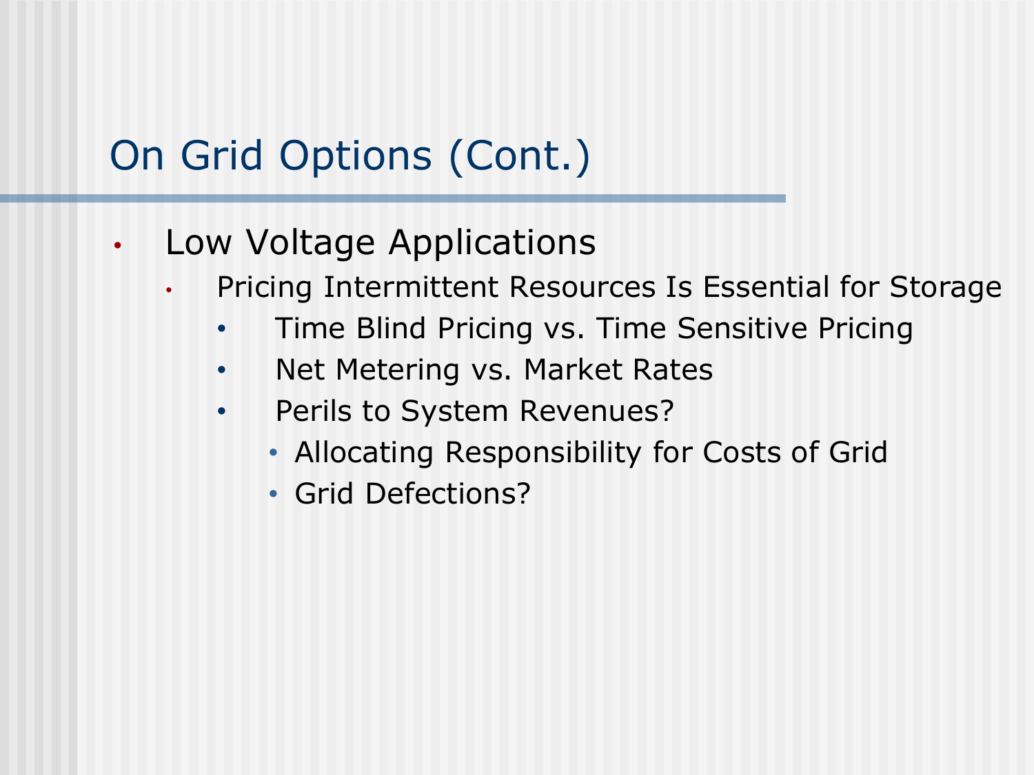# On Grid Options (Cont.)

- Low Voltage Applications
  - Pricing Intermittent Resources Is Essential for Storage
    - Time Blind Pricing vs. Time Sensitive Pricing
    - Net Metering vs. Market Rates
    - Perils to System Revenues?
      - Allocating Responsibility for Costs of Grid
      - Grid Defections?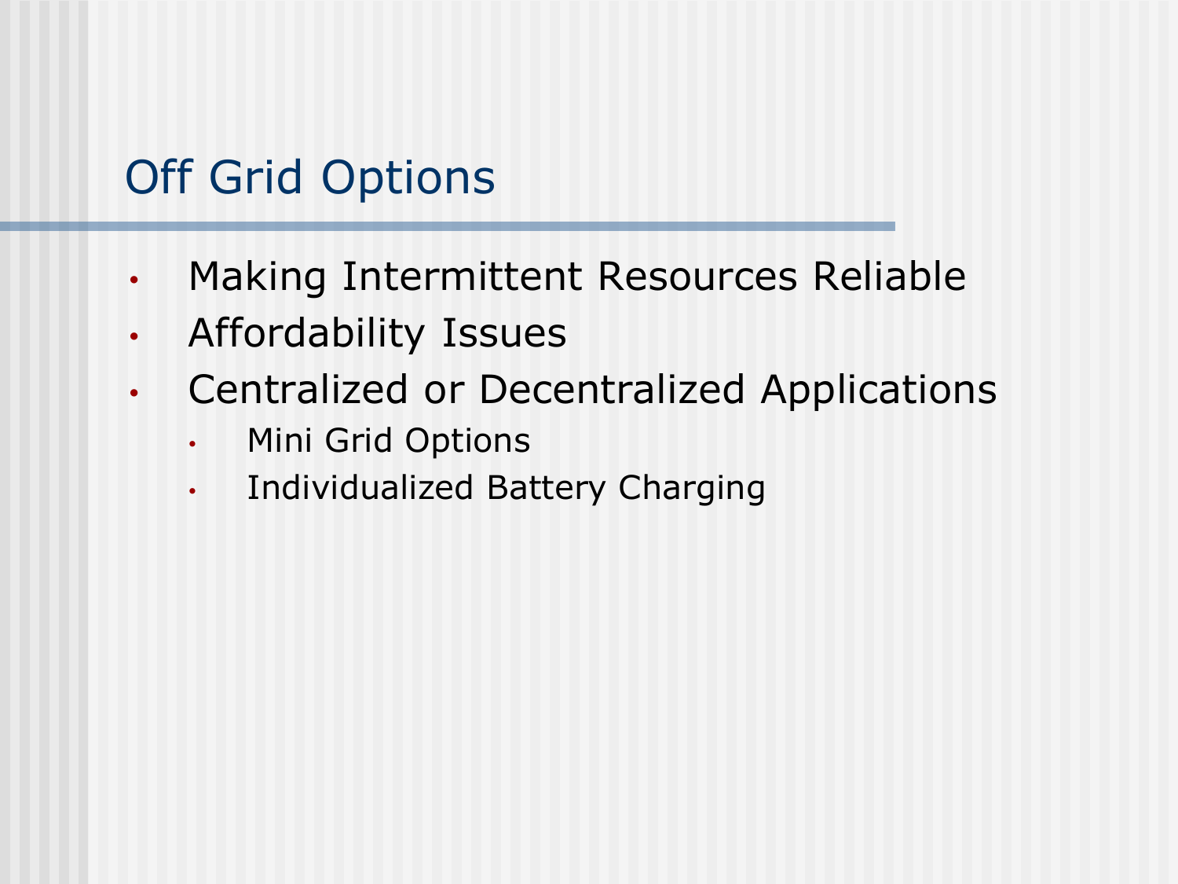# Off Grid Options

- Making Intermittent Resources Reliable
- Affordability Issues
- Centralized or Decentralized Applications
  - Mini Grid Options
  - Individualized Battery Charging